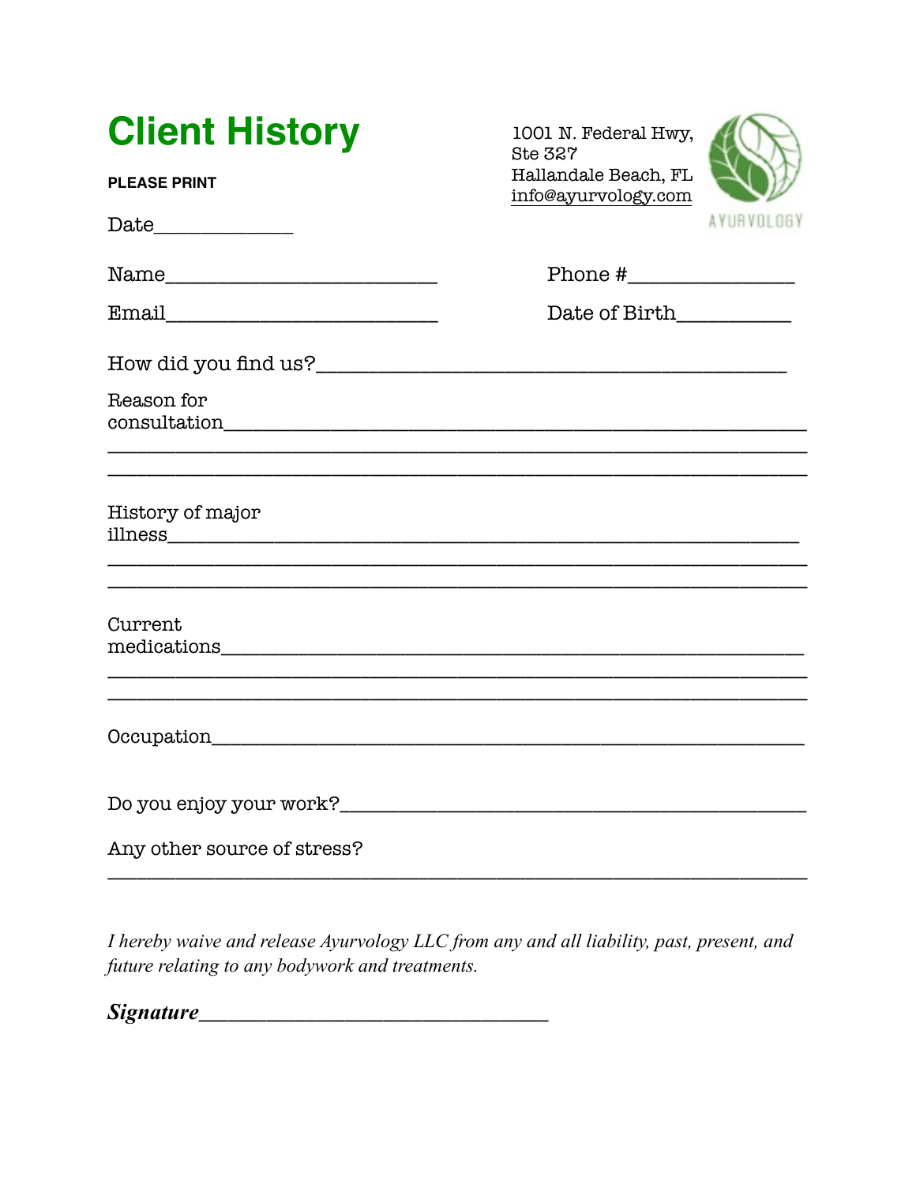# Client History

**PLEASE PRINT**

1001 N. Federal Hwy,
Ste 327
Hallandale Beach, FL
info@ayurvology.com

AYURVOLOGY

Date______________

Name___________________________ Phone #________________

Email___________________________ Date of Birth___________

How did you find us?_____________________________________________

Reason for consultation______________________________________________________
_____________________________________________________________________
_____________________________________________________________________

History of major illness______________________________________________________
_____________________________________________________________________
_____________________________________________________________________

Current medications______________________________________________________
_____________________________________________________________________
_____________________________________________________________________

Occupation_____________________________________________________________

Do you enjoy your work?______________________________________________

Any other source of stress?
_____________________________________________________________________

*I hereby waive and release Ayurvology LLC from any and all liability, past, present, and future relating to any bodywork and treatments.*

***Signature***___________________________________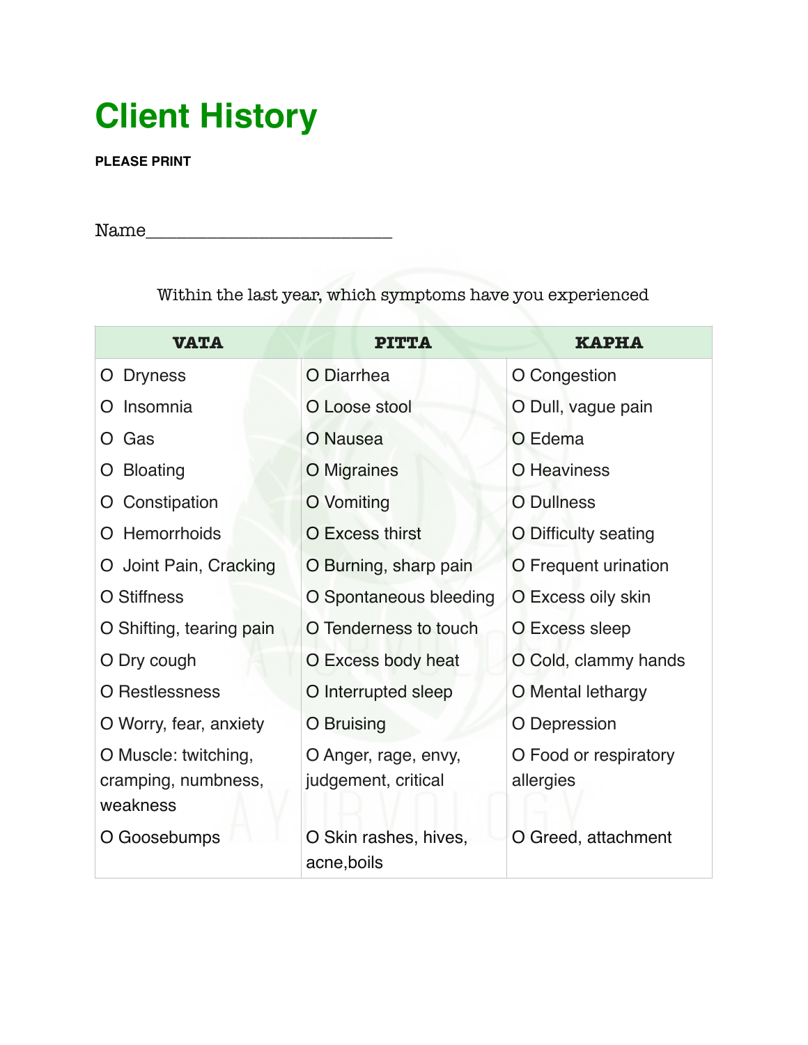# Client History

**PLEASE PRINT**

Name_________________________

Within the last year, which symptoms have you experienced

| VATA | PITTA | KAPHA |
|---|---|---|
| O Dryness | O Diarrhea | O Congestion |
| O Insomnia | O Loose stool | O Dull, vague pain |
| O Gas | O Nausea | O Edema |
| O Bloating | O Migraines | O Heaviness |
| O Constipation | O Vomiting | O Dullness |
| O Hemorrhoids | O Excess thirst | O Difficulty seating |
| O Joint Pain, Cracking | O Burning, sharp pain | O Frequent urination |
| O Stiffness | O Spontaneous bleeding | O Excess oily skin |
| O Shifting, tearing pain | O Tenderness to touch | O Excess sleep |
| O Dry cough | O Excess body heat | O Cold, clammy hands |
| O Restlessness | O Interrupted sleep | O Mental lethargy |
| O Worry, fear, anxiety | O Bruising | O Depression |
| O Muscle: twitching, cramping, numbness, weakness | O Anger, rage, envy, judgement, critical | O Food or respiratory allergies |
| O Goosebumps | O Skin rashes, hives, acne,boils | O Greed, attachment |